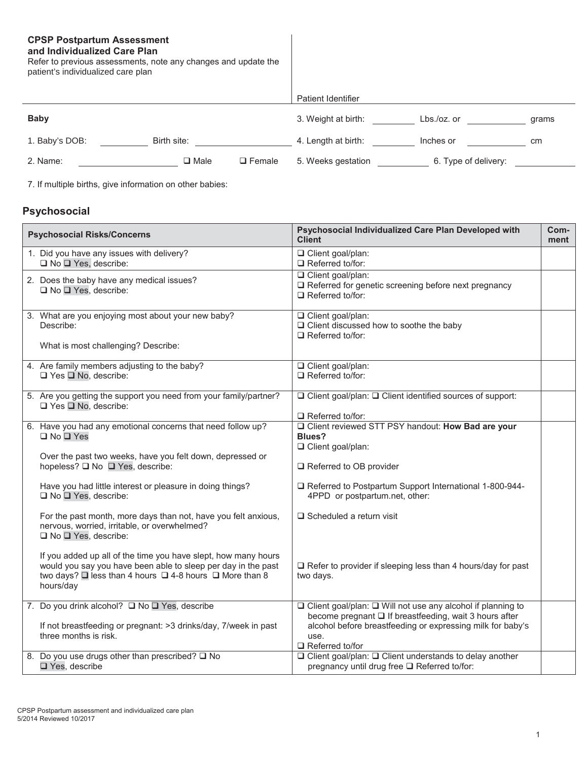**CPSP Postpartum Assessment and Individualized Care Plan**

Refer to previous assessments, note any changes and update the patient's individualized care plan

Patient Identifier

**Baby**

1. Baby's DOB: ________ Birth site: ________________
2. Name: ________________ ❑ Male ❑ Female
3. Weight at birth: ________ Lbs./oz. or ________ grams
4. Length at birth: ________ Inches or ________ cm
5. Weeks gestation ________ 6. Type of delivery: ________

7. If multiple births, give information on other babies:

## Psychosocial

| Psychosocial Risks/Concerns | Psychosocial Individualized Care Plan Developed with Client | Comment |
|---|---|---|
| 1. Did you have any issues with delivery? ❑ No ❑ Yes, describe: | ❑ Client goal/plan:<br>❑ Referred to/for: | |
| 2. Does the baby have any medical issues? ❑ No ❑ Yes, describe: | ❑ Client goal/plan:<br>❑ Referred for genetic screening before next pregnancy<br>❑ Referred to/for: | |
| 3. What are you enjoying most about your new baby? Describe:<br><br>What is most challenging? Describe: | ❑ Client goal/plan:<br>❑ Client discussed how to soothe the baby<br>❑ Referred to/for: | |
| 4. Are family members adjusting to the baby? ❑ Yes ❑ No, describe: | ❑ Client goal/plan:<br>❑ Referred to/for: | |
| 5. Are you getting the support you need from your family/partner? ❑ Yes ❑ No, describe: | ❑ Client goal/plan: ❑ Client identified sources of support:<br><br>❑ Referred to/for: | |
| 6. Have you had any emotional concerns that need follow up? ❑ No ❑ Yes<br><br>Over the past two weeks, have you felt down, depressed or hopeless? ❑ No ❑ Yes, describe:<br><br>Have you had little interest or pleasure in doing things? ❑ No ❑ Yes, describe:<br><br>For the past month, more days than not, have you felt anxious, nervous, worried, irritable, or overwhelmed? ❑ No ❑ Yes, describe:<br><br>If you added up all of the time you have slept, how many hours would you say you have been able to sleep per day in the past two days? ❑ less than 4 hours ❑ 4-8 hours ❑ More than 8 hours/day | ❑ Client reviewed STT PSY handout: **How Bad are your Blues?**<br>❑ Client goal/plan:<br><br>❑ Referred to OB provider<br><br>❑ Referred to Postpartum Support International 1-800-944-4PPD or postpartum.net, other:<br><br>❑ Scheduled a return visit<br><br>❑ Refer to provider if sleeping less than 4 hours/day for past two days. | |
| 7. Do you drink alcohol? ❑ No ❑ Yes, describe<br><br>If not breastfeeding or pregnant: >3 drinks/day, 7/week in past three months is risk. | ❑ Client goal/plan: ❑ Will not use any alcohol if planning to become pregnant ❑ If breastfeeding, wait 3 hours after alcohol before breastfeeding or expressing milk for baby's use.<br>❑ Referred to/for | |
| 8. Do you use drugs other than prescribed? ❑ No ❑ Yes, describe | ❑ Client goal/plan: ❑ Client understands to delay another pregnancy until drug free ❑ Referred to/for: | |

CPSP Postpartum assessment and individualized care plan
5/2014 Reviewed 10/2017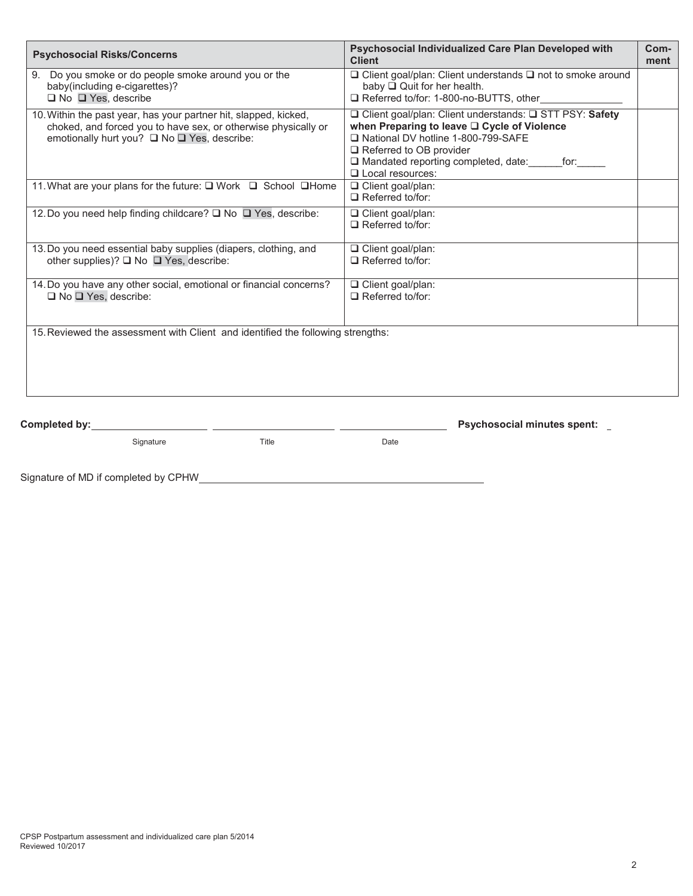| Psychosocial Risks/Concerns | Psychosocial Individualized Care Plan Developed with Client | Com-ment |
|---|---|---|
| 9. Do you smoke or do people smoke around you or the baby(including e-cigarettes)? ❑ No ❑ Yes, describe | ❑ Client goal/plan: Client understands ❑ not to smoke around baby ❑ Quit for her health.<br>❑ Referred to/for: 1-800-no-BUTTS, other______________ | |
| 10. Within the past year, has your partner hit, slapped, kicked, choked, and forced you to have sex, or otherwise physically or emotionally hurt you? ❑ No ❑ Yes, describe: | ❑ Client goal/plan: Client understands: ❑ STT PSY: **Safety when Preparing to leave** ❑ **Cycle of Violence**<br>❑ National DV hotline 1-800-799-SAFE<br>❑ Referred to OB provider<br>❑ Mandated reporting completed, date:______for:_____<br>❑ Local resources: | |
| 11. What are your plans for the future: ❑ Work ❑ School ❑Home | ❑ Client goal/plan:<br>❑ Referred to/for: | |
| 12. Do you need help finding childcare? ❑ No ❑ Yes, describe: | ❑ Client goal/plan:<br>❑ Referred to/for: | |
| 13. Do you need essential baby supplies (diapers, clothing, and other supplies)? ❑ No ❑ Yes, describe: | ❑ Client goal/plan:<br>❑ Referred to/for: | |
| 14. Do you have any other social, emotional or financial concerns? ❑ No ❑ Yes, describe: | ❑ Client goal/plan:<br>❑ Referred to/for: | |
| 15. Reviewed the assessment with Client and identified the following strengths: | | |

**Completed by:** ____________________ ____________________ ____________________ **Psychosocial minutes spent:** _

Signature Title Date

Signature of MD if completed by CPHW__________________________________________________

CPSP Postpartum assessment and individualized care plan 5/2014
Reviewed 10/2017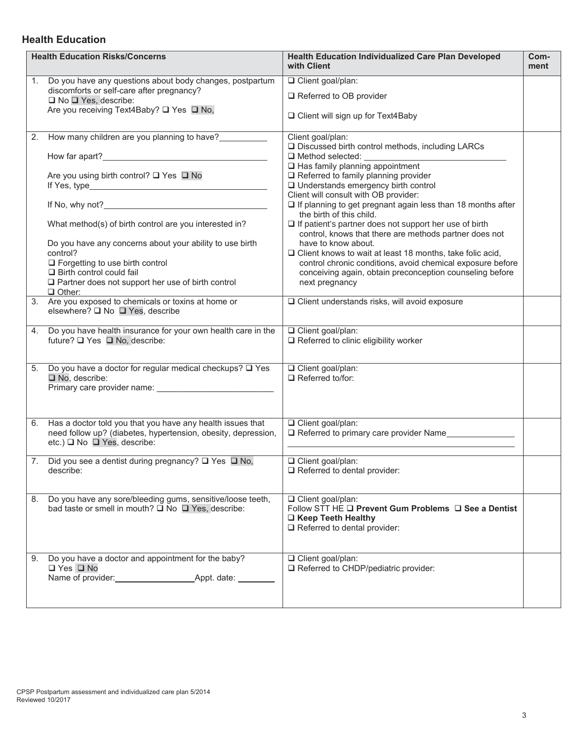## Health Education

| Health Education Risks/Concerns | Health Education Individualized Care Plan Developed with Client | Com-ment |
|---|---|---|
| 1. Do you have any questions about body changes, postpartum discomforts or self-care after pregnancy? ❑ No ❑ Yes, describe:<br>Are you receiving Text4Baby? ❑ Yes ❑ No, | ❑ Client goal/plan:<br>❑ Referred to OB provider<br>❑ Client will sign up for Text4Baby | |
| 2. How many children are you planning to have?__________<br>How far apart?__________<br>Are you using birth control? ❑ Yes ❑ No<br>If Yes, type__________<br>If No, why not?__________<br>What method(s) of birth control are you interested in?<br>Do you have any concerns about your ability to use birth control?<br>❑ Forgetting to use birth control<br>❑ Birth control could fail<br>❑ Partner does not support her use of birth control<br>❑ Other: | Client goal/plan:<br>❑ Discussed birth control methods, including LARCs<br>❑ Method selected: __________<br>❑ Has family planning appointment<br>❑ Referred to family planning provider<br>❑ Understands emergency birth control<br>Client will consult with OB provider:<br>❑ If planning to get pregnant again less than 18 months after the birth of this child.<br>❑ If patient's partner does not support her use of birth control, knows that there are methods partner does not have to know about.<br>❑ Client knows to wait at least 18 months, take folic acid, control chronic conditions, avoid chemical exposure before conceiving again, obtain preconception counseling before next pregnancy | |
| 3. Are you exposed to chemicals or toxins at home or elsewhere? ❑ No ❑ Yes, describe | ❑ Client understands risks, will avoid exposure | |
| 4. Do you have health insurance for your own health care in the future? ❑ Yes ❑ No, describe: | ❑ Client goal/plan:<br>❑ Referred to clinic eligibility worker | |
| 5. Do you have a doctor for regular medical checkups? ❑ Yes ❑ No, describe:<br>Primary care provider name: __________ | ❑ Client goal/plan:<br>❑ Referred to/for: | |
| 6. Has a doctor told you that you have any health issues that need follow up? (diabetes, hypertension, obesity, depression, etc.) ❑ No ❑ Yes, describe: | ❑ Client goal/plan:<br>❑ Referred to primary care provider Name__________ | |
| 7. Did you see a dentist during pregnancy? ❑ Yes ❑ No, describe: | ❑ Client goal/plan:<br>❑ Referred to dental provider: | |
| 8. Do you have any sore/bleeding gums, sensitive/loose teeth, bad taste or smell in mouth? ❑ No ❑ Yes, describe: | ❑ Client goal/plan:<br>Follow STT HE ❑ **Prevent Gum Problems** ❑ **See a Dentist** ❑ **Keep Teeth Healthy**<br>❑ Referred to dental provider: | |
| 9. Do you have a doctor and appointment for the baby? ❑ Yes ❑ No<br>Name of provider:__________Appt. date: ________ | ❑ Client goal/plan:<br>❑ Referred to CHDP/pediatric provider: | |

CPSP Postpartum assessment and individualized care plan 5/2014
Reviewed 10/2017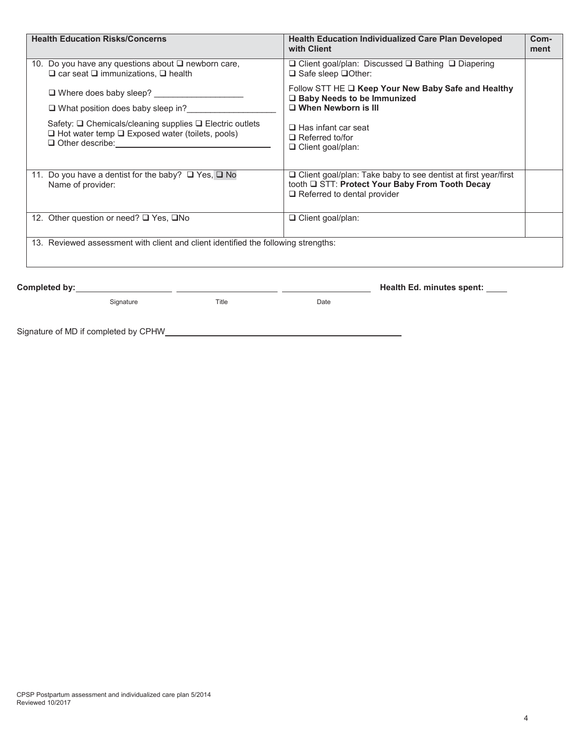| Health Education Risks/Concerns | Health Education Individualized Care Plan Developed with Client | Com-ment |
|---|---|---|
| 10. Do you have any questions about ❑ newborn care, ❑ car seat ❑ immunizations, ❑ health<br><br>❑ Where does baby sleep? ___________________<br><br>❑ What position does baby sleep in?___________________<br><br>Safety: ❑ Chemicals/cleaning supplies ❑ Electric outlets ❑ Hot water temp ❑ Exposed water (toilets, pools) ❑ Other describe:___________________ | ❑ Client goal/plan: Discussed ❑ Bathing ❑ Diapering ❑ Safe sleep ❑Other:<br><br>Follow STT HE ❑ **Keep Your New Baby Safe and Healthy** ❑ **Baby Needs to be Immunized** ❑ **When Newborn is Ill**<br><br>❑ Has infant car seat<br>❑ Referred to/for<br>❑ Client goal/plan: | |
| 11. Do you have a dentist for the baby? ❑ Yes, ❑ No<br>Name of provider: | ❑ Client goal/plan: Take baby to see dentist at first year/first tooth ❑ STT: **Protect Your Baby From Tooth Decay**<br>❑ Referred to dental provider | |
| 12. Other question or need? ❑ Yes, ❑No | ❑ Client goal/plan: | |
| 13. Reviewed assessment with client and client identified the following strengths: | | |

**Completed by:** ____________________ ____________________ ____________________ **Health Ed. minutes spent:** _____

Signature Title Date

Signature of MD if completed by CPHW________________________________________________

CPSP Postpartum assessment and individualized care plan 5/2014
Reviewed 10/2017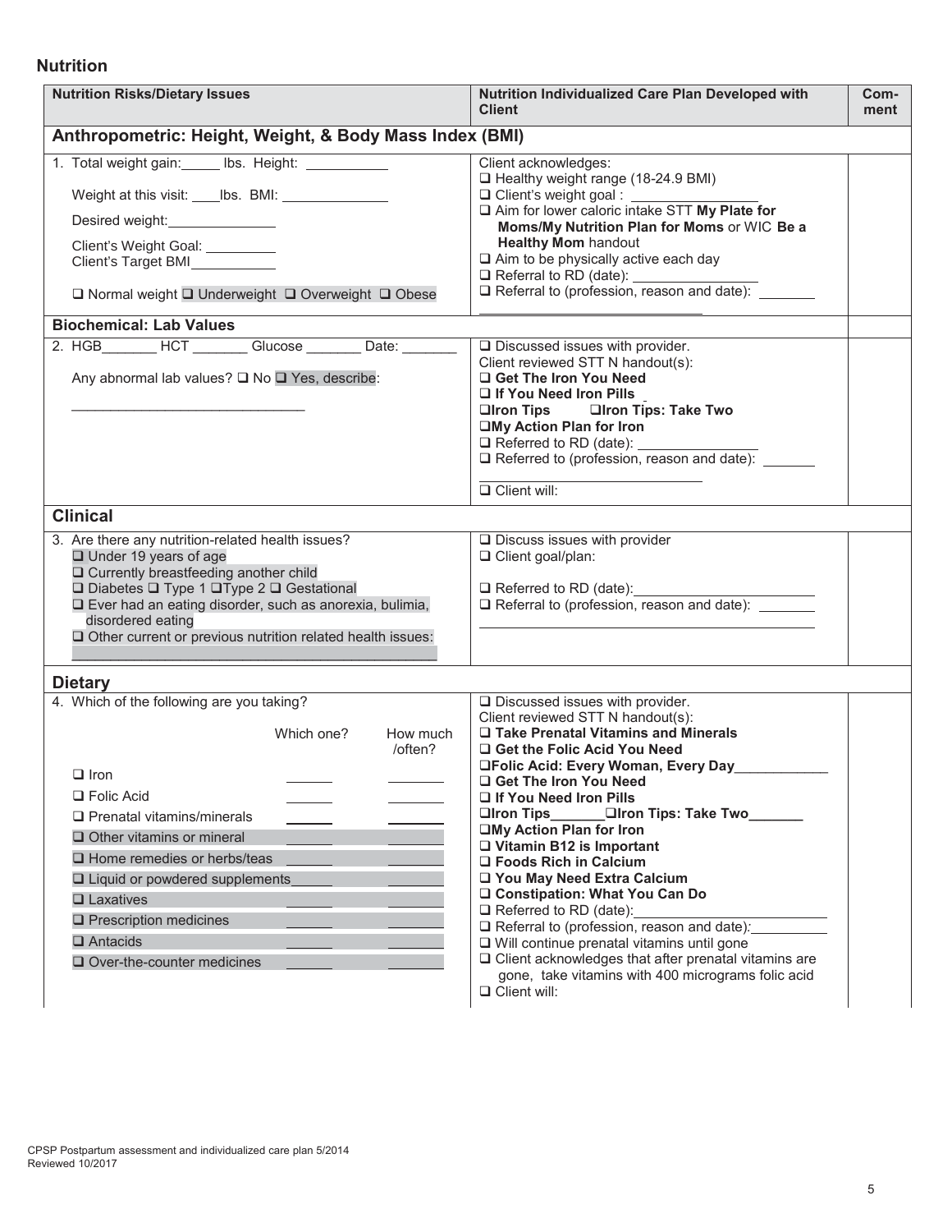## Nutrition

| Nutrition Risks/Dietary Issues | Nutrition Individualized Care Plan Developed with Client | Com-ment |
|---|---|---|
| **Anthropometric: Height, Weight, & Body Mass Index (BMI)** | | |
| 1. Total weight gain:_____ lbs. Height: __________<br><br>Weight at this visit: ____lbs. BMI: _____________<br><br>Desired weight:______________<br><br>Client's Weight Goal: _________<br>Client's Target BMI__________<br><br>❑ Normal weight ❑ Underweight ❑ Overweight ❑ Obese | Client acknowledges:<br>❑ Healthy weight range (18-24.9 BMI)<br>❑ Client's weight goal : ________________<br>❑ Aim for lower caloric intake STT **My Plate for Moms/My Nutrition Plan for Moms** or WIC **Be a Healthy Mom** handout<br>❑ Aim to be physically active each day<br>❑ Referral to RD (date): _______________<br>❑ Referral to (profession, reason and date): _______<br>____________________________ | |
| **Biochemical: Lab Values** | | |
| 2. HGB_______ HCT _______ Glucose _______ Date: _______<br><br>Any abnormal lab values? ❑ No ❑ Yes, describe:<br><br>______________________________ | ❑ Discussed issues with provider.<br>Client reviewed STT N handout(s):<br>❑ **Get The Iron You Need**<br>❑ **If You Need Iron Pills**<br>❑**Iron Tips** ❑**Iron Tips: Take Two**<br>❑**My Action Plan for Iron**<br>❑ Referred to RD (date): _______________<br>❑ Referred to (profession, reason and date): _______<br>____________________________<br>❑ Client will: | |
| **Clinical** | | |
| 3. Are there any nutrition-related health issues?<br>❑ Under 19 years of age<br>❑ Currently breastfeeding another child<br>❑ Diabetes ❑ Type 1 ❑Type 2 ❑ Gestational<br>❑ Ever had an eating disorder, such as anorexia, bulimia, disordered eating<br>❑ Other current or previous nutrition related health issues:<br>_______________________________________________ | ❑ Discuss issues with provider<br>❑ Client goal/plan:<br><br>❑ Referred to RD (date):______________________<br>❑ Referral to (profession, reason and date): _______<br>________________________________________ | |
| **Dietary** | | |
| 4. Which of the following are you taking?<br><br>Which one? / How much /often?<br>❑ Iron ______ _______<br>❑ Folic Acid ______ _______<br>❑ Prenatal vitamins/minerals ______ _______<br>❑ Other vitamins or mineral ______ _______<br>❑ Home remedies or herbs/teas ______ _______<br>❑ Liquid or powdered supplements______ _______<br>❑ Laxatives ______ _______<br>❑ Prescription medicines ______ _______<br>❑ Antacids ______ _______<br>❑ Over-the-counter medicines ______ _______ | ❑ Discussed issues with provider.<br>Client reviewed STT N handout(s):<br>❑ **Take Prenatal Vitamins and Minerals**<br>❑ **Get the Folic Acid You Need**<br>❑**Folic Acid: Every Woman, Every Day**___________<br>❑ **Get The Iron You Need**<br>❑ **If You Need Iron Pills**<br>❑**Iron Tips**_______❑**Iron Tips: Take Two**_______<br>❑**My Action Plan for Iron**<br>❑ **Vitamin B12 is Important**<br>❑ **Foods Rich in Calcium**<br>❑ **You May Need Extra Calcium**<br>❑ **Constipation: What You Can Do**<br>❑ Referred to RD (date):_____________________<br>❑ Referral to (profession, reason and date):_________<br>❑ Will continue prenatal vitamins until gone<br>❑ Client acknowledges that after prenatal vitamins are gone, take vitamins with 400 micrograms folic acid<br>❑ Client will: | |

CPSP Postpartum assessment and individualized care plan 5/2014
Reviewed 10/2017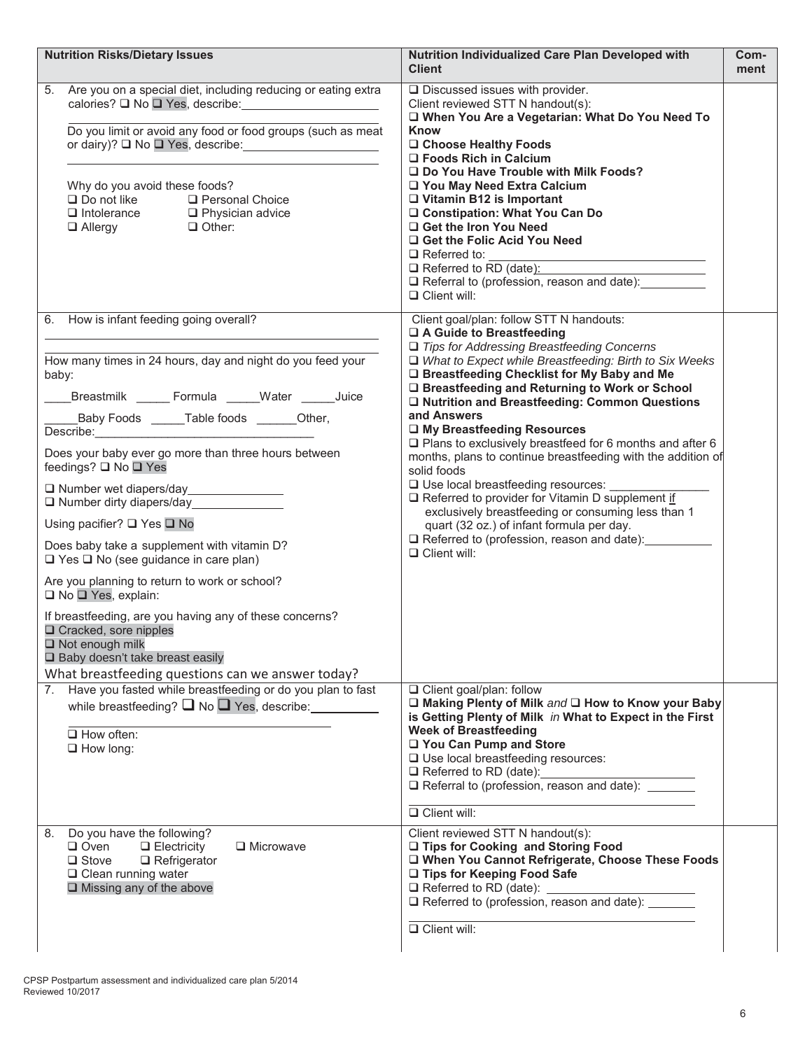| Nutrition Risks/Dietary Issues | Nutrition Individualized Care Plan Developed with Client | Com-ment |
|---|---|---|
| 5. Are you on a special diet, including reducing or eating extra calories? ❑ No ❑ Yes, describe:____________________<br><br>Do you limit or avoid any food or food groups (such as meat or dairy)? ❑ No ❑ Yes, describe:____________________<br><br>Why do you avoid these foods?<br>❑ Do not like ❑ Personal Choice<br>❑ Intolerance ❑ Physician advice<br>❑ Allergy ❑ Other: | ❑ Discussed issues with provider.<br>Client reviewed STT N handout(s):<br>❑ **When You Are a Vegetarian: What Do You Need To Know**<br>❑ **Choose Healthy Foods**<br>❑ **Foods Rich in Calcium**<br>❑ **Do You Have Trouble with Milk Foods?**<br>❑ **You May Need Extra Calcium**<br>❑ **Vitamin B12 is Important**<br>❑ **Constipation: What You Can Do**<br>❑ **Get the Iron You Need**<br>❑ **Get the Folic Acid You Need**<br>❑ Referred to: ____________________<br>❑ Referred to RD (date):____________________<br>❑ Referral to (profession, reason and date):__________<br>❑ Client will: | |
| 6. How is infant feeding going overall?<br><br>How many times in 24 hours, day and night do you feed your baby:<br>____Breastmilk _____ Formula _____Water _____Juice<br>_____Baby Foods _____Table foods ______Other, Describe:________________________________<br><br>Does your baby ever go more than three hours between feedings? ❑ No ❑ Yes<br><br>❑ Number wet diapers/day______________<br>❑ Number dirty diapers/day______________<br><br>Using pacifier? ❑ Yes ❑ No<br><br>Does baby take a supplement with vitamin D?<br>❑ Yes ❑ No (see guidance in care plan)<br><br>Are you planning to return to work or school?<br>❑ No ❑ Yes, explain:<br><br>If breastfeeding, are you having any of these concerns?<br>❑ Cracked, sore nipples<br>❑ Not enough milk<br>❑ Baby doesn't take breast easily<br>What breastfeeding questions can we answer today? | Client goal/plan: follow STT N handouts:<br>❑ **A Guide to Breastfeeding**<br>❑ *Tips for Addressing Breastfeeding Concerns*<br>❑ *What to Expect while Breastfeeding: Birth to Six Weeks*<br>❑ **Breastfeeding Checklist for My Baby and Me**<br>❑ **Breastfeeding and Returning to Work or School**<br>❑ **Nutrition and Breastfeeding: Common Questions and Answers**<br>❑ **My Breastfeeding Resources**<br>❑ Plans to exclusively breastfeed for 6 months and after 6 months, plans to continue breastfeeding with the addition of solid foods<br>❑ Use local breastfeeding resources: _______________<br>❑ Referred to provider for Vitamin D supplement if exclusively breastfeeding or consuming less than 1 quart (32 oz.) of infant formula per day.<br>❑ Referred to (profession, reason and date):__________<br>❑ Client will: | |
| 7. Have you fasted while breastfeeding or do you plan to fast while breastfeeding? ❑ No ❑ Yes, describe:__________<br><br>❑ How often:<br>❑ How long: | ❑ Client goal/plan: follow<br>❑ **Making Plenty of Milk** *and* ❑ **How to Know your Baby is Getting Plenty of Milk** *in* **What to Expect in the First Week of Breastfeeding**<br>❑ **You Can Pump and Store**<br>❑ Use local breastfeeding resources:<br>❑ Referred to RD (date):____________________<br>❑ Referral to (profession, reason and date): _______<br><br>❑ Client will: | |
| 8. Do you have the following?<br>❑ Oven ❑ Electricity ❑ Microwave<br>❑ Stove ❑ Refrigerator<br>❑ Clean running water<br>❑ Missing any of the above | Client reviewed STT N handout(s):<br>❑ **Tips for Cooking and Storing Food**<br>❑ **When You Cannot Refrigerate, Choose These Foods**<br>❑ **Tips for Keeping Food Safe**<br>❑ Referred to RD (date): ____________________<br>❑ Referred to (profession, reason and date): _______<br><br>❑ Client will: | |

CPSP Postpartum assessment and individualized care plan 5/2014
Reviewed 10/2017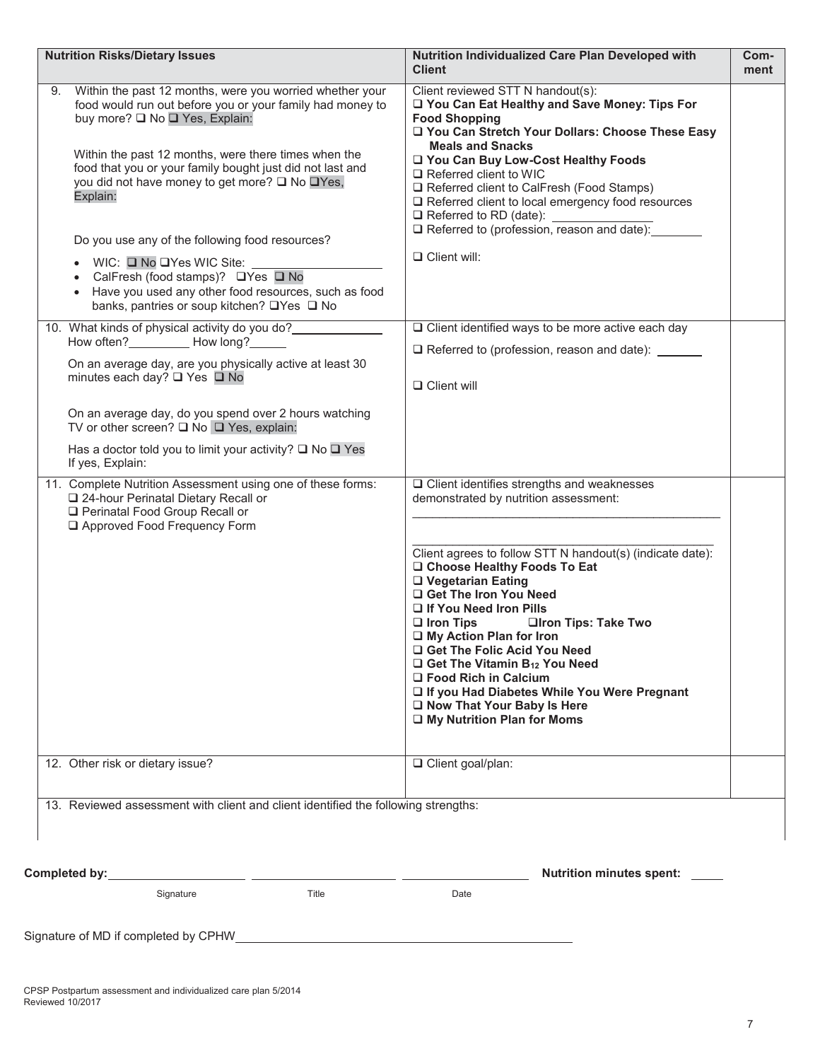| Nutrition Risks/Dietary Issues | Nutrition Individualized Care Plan Developed with Client | Comment |
|---|---|---|
| 9. Within the past 12 months, were you worried whether your food would run out before you or your family had money to buy more? ❑ No ❑ Yes, Explain:<br><br>Within the past 12 months, were there times when the food that you or your family bought just did not last and you did not have money to get more? ❑ No ❑Yes, Explain:<br><br>Do you use any of the following food resources?<br>• WIC: ❑ No ❑Yes WIC Site: \_\_\_\_\_\_\_\_\_\_<br>• CalFresh (food stamps)? ❑Yes ❑ No<br>• Have you used any other food resources, such as food banks, pantries or soup kitchen? ❑Yes ❑ No | Client reviewed STT N handout(s):<br>❑ **You Can Eat Healthy and Save Money: Tips For Food Shopping**<br>❑ **You Can Stretch Your Dollars: Choose These Easy Meals and Snacks**<br>❑ **You Can Buy Low-Cost Healthy Foods**<br>❑ Referred client to WIC<br>❑ Referred client to CalFresh (Food Stamps)<br>❑ Referred client to local emergency food resources<br>❑ Referred to RD (date): \_\_\_\_\_\_\_\_<br>❑ Referred to (profession, reason and date): \_\_\_\_\_\_\_\_<br><br>❑ Client will: | |
| 10. What kinds of physical activity do you do? \_\_\_\_\_\_\_\_ How often? \_\_\_\_\_\_\_\_ How long? \_\_\_\_\_\_<br><br>On an average day, are you physically active at least 30 minutes each day? ❑ Yes ❑ No<br><br>On an average day, do you spend over 2 hours watching TV or other screen? ❑ No ❑ Yes, explain:<br><br>Has a doctor told you to limit your activity? ❑ No ❑ Yes<br>If yes, Explain: | ❑ Client identified ways to be more active each day<br><br>❑ Referred to (profession, reason and date): \_\_\_\_\_\_\_\_<br><br>❑ Client will | |
| 11. Complete Nutrition Assessment using one of these forms:<br>❑ 24-hour Perinatal Dietary Recall or<br>❑ Perinatal Food Group Recall or<br>❑ Approved Food Frequency Form | ❑ Client identifies strengths and weaknesses demonstrated by nutrition assessment:<br>\_\_\_\_\_\_\_\_\_\_\_\_\_\_\_\_\_\_\_\_\_\_\_\_<br>\_\_\_\_\_\_\_\_\_\_\_\_\_\_\_\_\_\_\_\_\_\_\_\_<br>Client agrees to follow STT N handout(s) (indicate date):<br>❑ **Choose Healthy Foods To Eat**<br>❑ **Vegetarian Eating**<br>❑ **Get The Iron You Need**<br>❑ **If You Need Iron Pills**<br>❑ **Iron Tips** ❑**Iron Tips: Take Two**<br>❑ **My Action Plan for Iron**<br>❑ **Get The Folic Acid You Need**<br>❑ **Get The Vitamin $B_{12}$ You Need**<br>❑ **Food Rich in Calcium**<br>❑ **If you Had Diabetes While You Were Pregnant**<br>❑ **Now That Your Baby Is Here**<br>❑ **My Nutrition Plan for Moms** | |
| 12. Other risk or dietary issue? | ❑ Client goal/plan: | |
| 13. Reviewed assessment with client and client identified the following strengths: | | |

**Completed by:** \_\_\_\_\_\_\_\_\_\_\_\_\_\_\_\_ \_\_\_\_\_\_\_\_\_\_\_\_\_\_\_\_ \_\_\_\_\_\_\_\_\_\_\_\_\_\_\_\_ **Nutrition minutes spent:** \_\_\_\_\_

Signature Title Date

Signature of MD if completed by CPHW \_\_\_\_\_\_\_\_\_\_\_\_\_\_\_\_\_\_\_\_\_\_\_\_\_\_\_\_\_\_\_\_

CPSP Postpartum assessment and individualized care plan 5/2014
Reviewed 10/2017